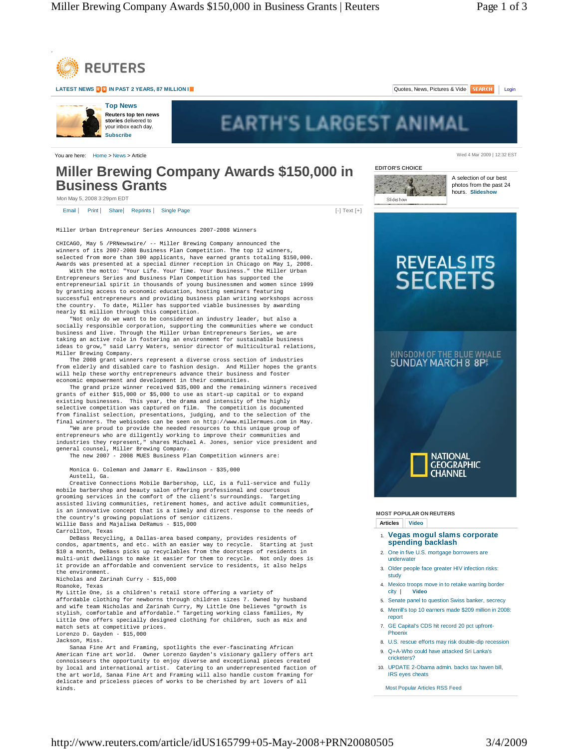REUTERS

LATEST NEWS IN PAST 2 YEARS, 87 MILLION I

Quotes, News, Pictures & Vide SEARCH | Login

**Top News**

**Reuters top ten news stories** delivered to your inbox each day.

**Subscribe**

EARTH'S LARGEST ANIMAL

You are here: Home > News > Article

Wed 4 Mar 2009 | 12:32 EST

# Miller Brewing Company Awards $150,000 in Business Grants

Mon May 5, 2008 3:29pm EDT

Email | Print | Share | Reprints | Single Page

[-] Text [+]

Miller Urban Entrepreneur Series Announces 2007-2008 Winners

CHICAGO, May 5 /PRNewswire/ -- Miller Brewing Company announced the winners of its 2007-2008 Business Plan Competition. The top 12 winners, selected from more than 100 applicants, have earned grants totaling $150,000. Awards was presented at a special dinner reception in Chicago on May 1, 2008.

With the motto: "Your Life. Your Time. Your Business." the Miller Urban Entrepreneurs Series and Business Plan Competition has supported the entrepreneurial spirit in thousands of young businessmen and women since 1999 by granting access to economic education, hosting seminars featuring successful entrepreneurs and providing business plan writing workshops across the country. To date, Miller has supported viable businesses by awarding nearly $1 million through this competition.

"Not only do we want to be considered an industry leader, but also a socially responsible corporation, supporting the communities where we conduct business and live. Through the Miller Urban Entrepreneurs Series, we are taking an active role in fostering an environment for sustainable business ideas to grow," said Larry Waters, senior director of multicultural relations, Miller Brewing Company.

The 2008 grant winners represent a diverse cross section of industries from elderly and disabled care to fashion design. And Miller hopes the grants will help these worthy entrepreneurs advance their business and foster economic empowerment and development in their communities.

The grand prize winner received $35,000 and the remaining winners received grants of either $15,000 or $5,000 to use as start-up capital or to expand existing businesses. This year, the drama and intensity of the highly selective competition was captured on film. The competition is documented from finalist selection, presentations, judging, and to the selection of the final winners. The webisodes can be seen on http://www.millermues.com in May.

"We are proud to provide the needed resources to this unique group of entrepreneurs who are diligently working to improve their communities and industries they represent," shares Michael A. Jones, senior vice president and general counsel, Miller Brewing Company.

The new 2007 - 2008 MUES Business Plan Competition winners are:

Monica G. Coleman and Jamarr E. Rawlinson - $35,000
Austell, Ga.

Creative Connections Mobile Barbershop, LLC, is a full-service and fully mobile barbershop and beauty salon offering professional and courteous grooming services in the comfort of the client's surroundings. Targeting assisted living communities, retirement homes, and active adult communities, is an innovative concept that is a timely and direct response to the needs of the country's growing populations of senior citizens.

Willie Bass and Majaliwa DeRamus - $15,000
Carrollton, Texas

DeBass Recycling, a Dallas-area based company, provides residents of condos, apartments, and etc. with an easier way to recycle. Starting at just $10 a month, DeBass picks up recyclables from the doorsteps of residents in multi-unit dwellings to make it easier for them to recycle. Not only does is it provide an affordable and convenient service to residents, it also helps the environment.

Nicholas and Zarinah Curry - $15,000
Roanoke, Texas

My Little One, is a children's retail store offering a variety of affordable clothing for newborns through children sizes 7. Owned by husband and wife team Nicholas and Zarinah Curry, My Little One believes "growth is stylish, comfortable and affordable." Targeting working class families, My Little One offers specially designed clothing for children, such as mix and match sets at competitive prices.

Lorenzo D. Gayden - $15,000
Jackson, Miss.

Sanaa Fine Art and Framing, spotlights the ever-fascinating African American fine art world. Owner Lorenzo Gayden's visionary gallery offers art connoisseurs the opportunity to enjoy diverse and exceptional pieces created by local and international artist. Catering to an underrepresented faction of the art world, Sanaa Fine Art and Framing will also handle custom framing for delicate and priceless pieces of works to be cherished by art lovers of all kinds.

EDITOR'S CHOICE

A selection of our best photos from the past 24 hours. Slideshow

REVEALS ITS SECRETS

KINGDOM OF THE BLUE WHALE SUNDAY MARCH 8 8P

NATIONAL GEOGRAPHIC CHANNEL

MOST POPULAR ON REUTERS

Articles | Video

1. **Vegas mogul slams corporate spending backlash**
2. One in five U.S. mortgage borrowers are underwater
3. Older people face greater HIV infection risks: study
4. Mexico troops move in to retake warring border city | Video
5. Senate panel to question Swiss banker, secrecy
6. Merrill's top 10 earners made $209 million in 2008: report
7. GE Capital's CDS hit record 20 pct upfront-Phoenix
8. U.S. rescue efforts may risk double-dip recession
9. Q+A-Who could have attacked Sri Lanka's cricketers?
10. UPDATE 2-Obama admin. backs tax haven bill, IRS eyes cheats

Most Popular Articles RSS Feed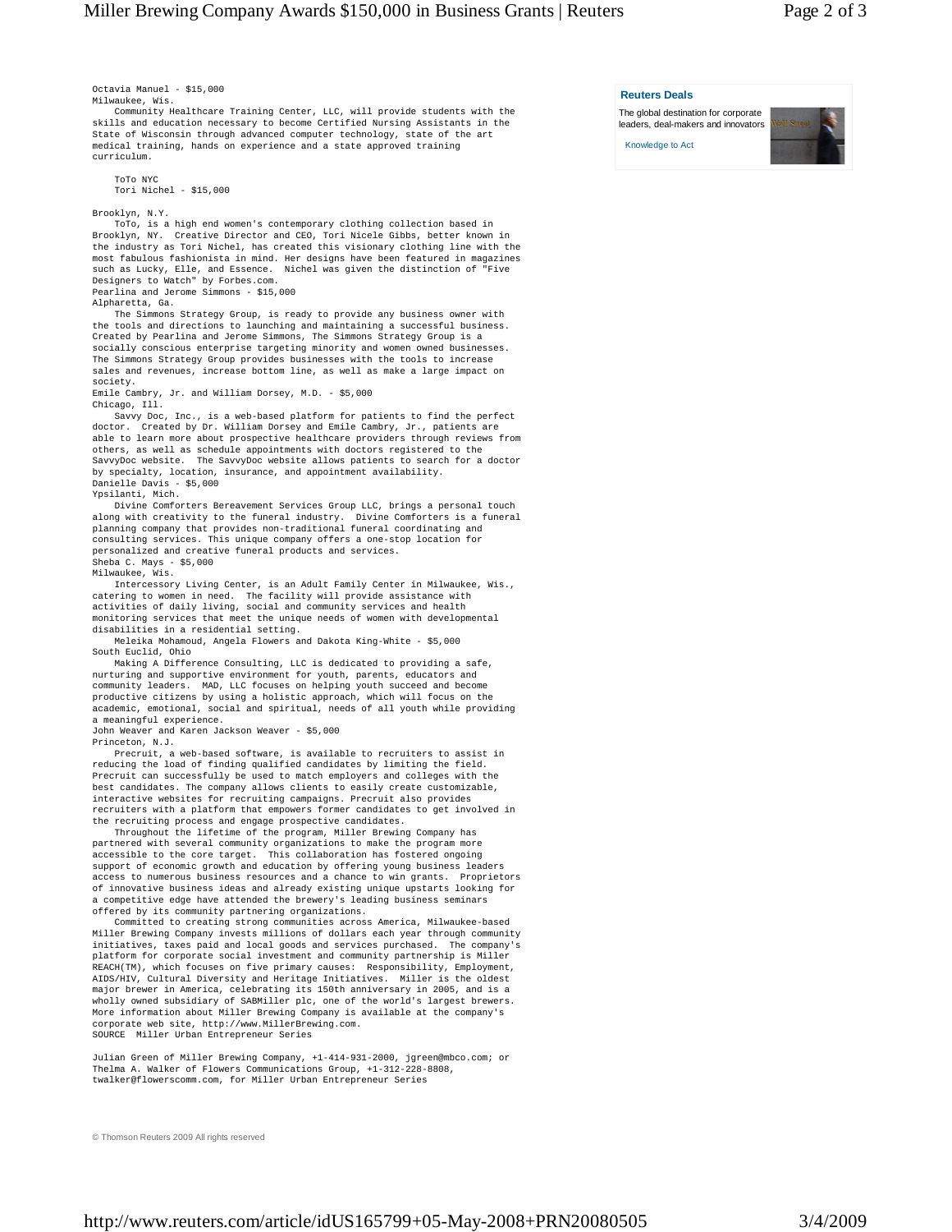Octavia Manuel - $15,000
Milwaukee, Wis.

Community Healthcare Training Center, LLC, will provide students with the skills and education necessary to become Certified Nursing Assistants in the State of Wisconsin through advanced computer technology, state of the art medical training, hands on experience and a state approved training curriculum.

ToTo NYC
Tori Nichel - $15,000

Brooklyn, N.Y.

ToTo, is a high end women's contemporary clothing collection based in Brooklyn, NY. Creative Director and CEO, Tori Nicele Gibbs, better known in the industry as Tori Nichel, has created this visionary clothing line with the most fabulous fashionista in mind. Her designs have been featured in magazines such as Lucky, Elle, and Essence. Nichel was given the distinction of "Five Designers to Watch" by Forbes.com.

Pearlina and Jerome Simmons - $15,000
Alpharetta, Ga.

The Simmons Strategy Group, is ready to provide any business owner with the tools and directions to launching and maintaining a successful business. Created by Pearlina and Jerome Simmons, The Simmons Strategy Group is a socially conscious enterprise targeting minority and women owned businesses. The Simmons Strategy Group provides businesses with the tools to increase sales and revenues, increase bottom line, as well as make a large impact on society.

Emile Cambry, Jr. and William Dorsey, M.D. - $5,000
Chicago, Ill.

Savvy Doc, Inc., is a web-based platform for patients to find the perfect doctor. Created by Dr. William Dorsey and Emile Cambry, Jr., patients are able to learn more about prospective healthcare providers through reviews from others, as well as schedule appointments with doctors registered to the SavvyDoc website. The SavvyDoc website allows patients to search for a doctor by specialty, location, insurance, and appointment availability.

Danielle Davis - $5,000
Ypsilanti, Mich.

Divine Comforters Bereavement Services Group LLC, brings a personal touch along with creativity to the funeral industry. Divine Comforters is a funeral planning company that provides non-traditional funeral coordinating and consulting services. This unique company offers a one-stop location for personalized and creative funeral products and services.

Sheba C. Mays - $5,000
Milwaukee, Wis.

Intercessory Living Center, is an Adult Family Center in Milwaukee, Wis., catering to women in need. The facility will provide assistance with activities of daily living, social and community services and health monitoring services that meet the unique needs of women with developmental disabilities in a residential setting.

Meleika Mohamoud, Angela Flowers and Dakota King-White - $5,000
South Euclid, Ohio

Making A Difference Consulting, LLC is dedicated to providing a safe, nurturing and supportive environment for youth, parents, educators and community leaders. MAD, LLC focuses on helping youth succeed and become productive citizens by using a holistic approach, which will focus on the academic, emotional, social and spiritual, needs of all youth while providing a meaningful experience.

John Weaver and Karen Jackson Weaver - $5,000
Princeton, N.J.

Precruit, a web-based software, is available to recruiters to assist in reducing the load of finding qualified candidates by limiting the field. Precruit can successfully be used to match employers and colleges with the best candidates. The company allows clients to easily create customizable, interactive websites for recruiting campaigns. Precruit also provides recruiters with a platform that empowers former candidates to get involved in the recruiting process and engage prospective candidates.

Throughout the lifetime of the program, Miller Brewing Company has partnered with several community organizations to make the program more accessible to the core target. This collaboration has fostered ongoing support of economic growth and education by offering young business leaders access to numerous business resources and a chance to win grants. Proprietors of innovative business ideas and already existing unique upstarts looking for a competitive edge have attended the brewery's leading business seminars offered by its community partnering organizations.

Committed to creating strong communities across America, Milwaukee-based Miller Brewing Company invests millions of dollars each year through community initiatives, taxes paid and local goods and services purchased. The company's platform for corporate social investment and community partnership is Miller REACH(TM), which focuses on five primary causes: Responsibility, Employment, AIDS/HIV, Cultural Diversity and Heritage Initiatives. Miller is the oldest major brewer in America, celebrating its 150th anniversary in 2005, and is a wholly owned subsidiary of SABMiller plc, one of the world's largest brewers. More information about Miller Brewing Company is available at the company's corporate web site, http://www.MillerBrewing.com.

SOURCE Miller Urban Entrepreneur Series

Julian Green of Miller Brewing Company, +1-414-931-2000, jgreen@mbco.com; or Thelma A. Walker of Flowers Communications Group, +1-312-228-8808, twalker@flowerscomm.com, for Miller Urban Entrepreneur Series

**Reuters Deals**

The global destination for corporate leaders, deal-makers and innovators

Knowledge to Act

© Thomson Reuters 2009 All rights reserved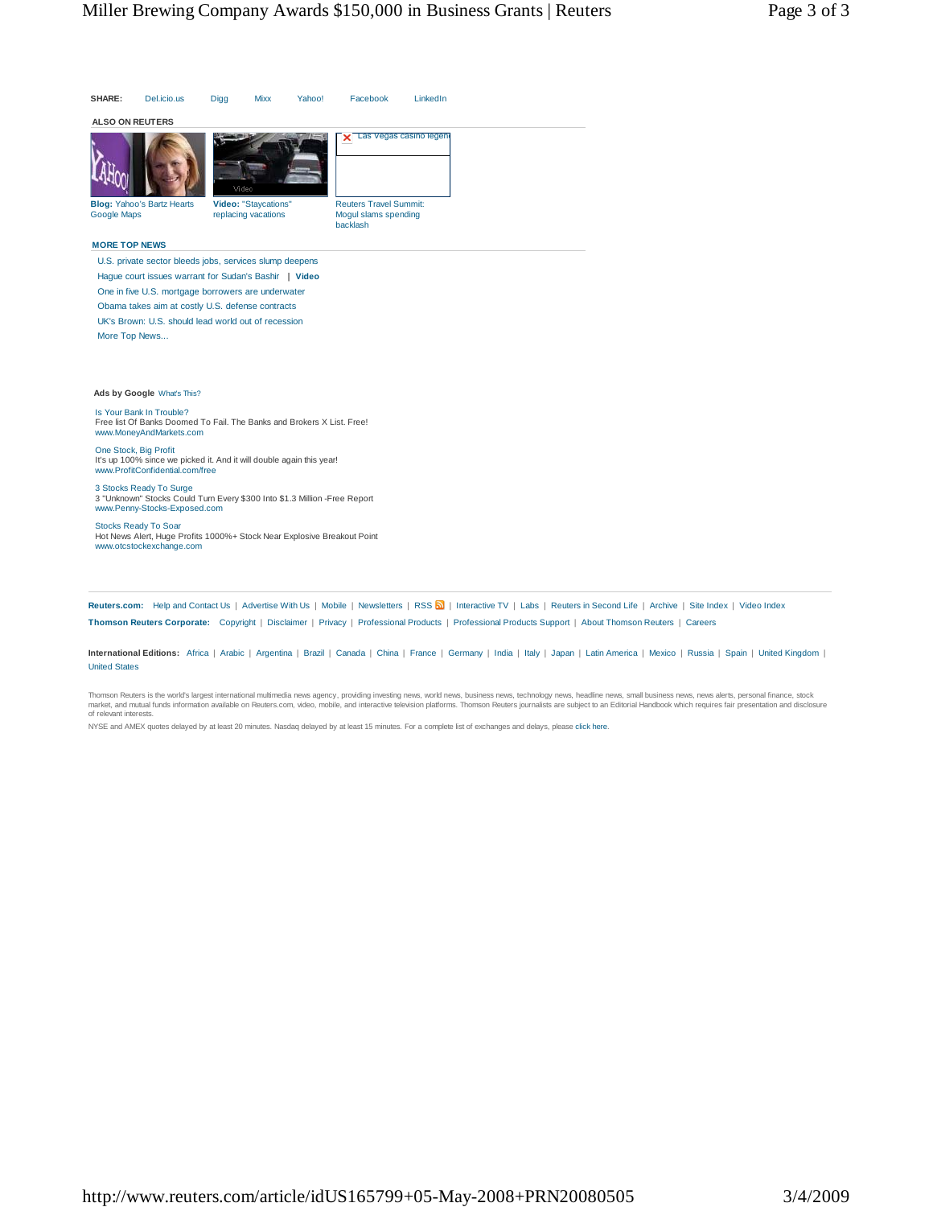**SHARE:** Del.icio.us Digg Mixx Yahoo! Facebook LinkedIn

**ALSO ON REUTERS**

**Blog:** Yahoo's Bartz Hearts Google Maps

**Video:** "Staycations" replacing vacations

Las Vegas casino legend

Reuters Travel Summit: Mogul slams spending backlash

**MORE TOP NEWS**

- U.S. private sector bleeds jobs, services slump deepens
- Hague court issues warrant for Sudan's Bashir | **Video**
- One in five U.S. mortgage borrowers are underwater
- Obama takes aim at costly U.S. defense contracts
- UK's Brown: U.S. should lead world out of recession
- More Top News...

**Ads by Google** What's This?

Is Your Bank In Trouble?
Free list Of Banks Doomed To Fail. The Banks and Brokers X List. Free!
www.MoneyAndMarkets.com

One Stock, Big Profit
It's up 100% since we picked it. And it will double again this year!
www.ProfitConfidential.com/free

3 Stocks Ready To Surge
3 "Unknown" Stocks Could Turn Every $300 Into $1.3 Million -Free Report
www.Penny-Stocks-Exposed.com

Stocks Ready To Soar
Hot News Alert, Huge Profits 1000%+ Stock Near Explosive Breakout Point
www.otcstockexchange.com

**Reuters.com:** Help and Contact Us | Advertise With Us | Mobile | Newsletters | RSS | Interactive TV | Labs | Reuters in Second Life | Archive | Site Index | Video Index

**Thomson Reuters Corporate:** Copyright | Disclaimer | Privacy | Professional Products | Professional Products Support | About Thomson Reuters | Careers

**International Editions:** Africa | Arabic | Argentina | Brazil | Canada | China | France | Germany | India | Italy | Japan | Latin America | Mexico | Russia | Spain | United Kingdom | United States

Thomson Reuters is the world's largest international multimedia news agency, providing investing news, world news, business news, technology news, headline news, small business news, news alerts, personal finance, stock market, and mutual funds information available on Reuters.com, video, mobile, and interactive television platforms. Thomson Reuters journalists are subject to an Editorial Handbook which requires fair presentation and disclosure of relevant interests.

NYSE and AMEX quotes delayed by at least 20 minutes. Nasdaq delayed by at least 15 minutes. For a complete list of exchanges and delays, please click here.